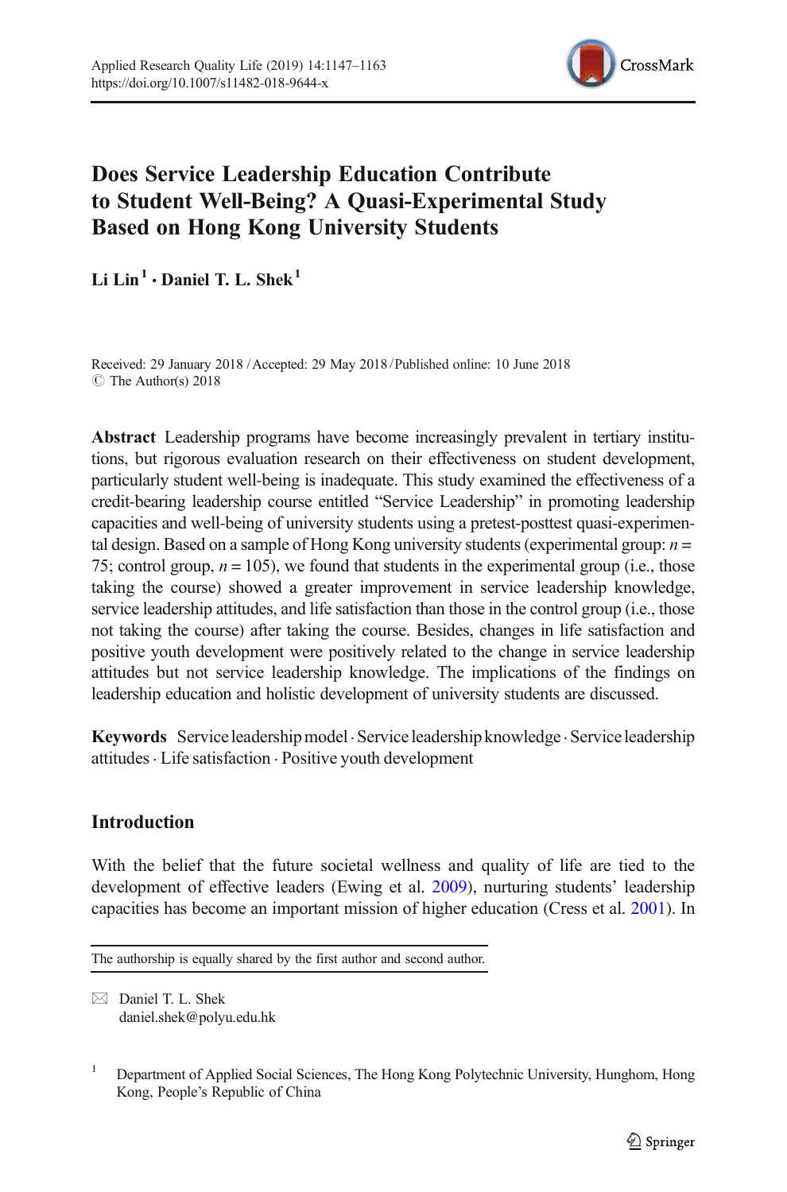# Does Service Leadership Education Contribute to Student Well-Being? A Quasi-Experimental Study Based on Hong Kong University Students

**Li Lin**[1] **· Daniel T. L. Shek**[1]

Received: 29 January 2018 / Accepted: 29 May 2018 / Published online: 10 June 2018
© The Author(s) 2018

**Abstract** Leadership programs have become increasingly prevalent in tertiary institutions, but rigorous evaluation research on their effectiveness on student development, particularly student well-being is inadequate. This study examined the effectiveness of a credit-bearing leadership course entitled "Service Leadership" in promoting leadership capacities and well-being of university students using a pretest-posttest quasi-experimental design. Based on a sample of Hong Kong university students (experimental group: $n = 75$; control group, $n = 105$), we found that students in the experimental group (i.e., those taking the course) showed a greater improvement in service leadership knowledge, service leadership attitudes, and life satisfaction than those in the control group (i.e., those not taking the course) after taking the course. Besides, changes in life satisfaction and positive youth development were positively related to the change in service leadership attitudes but not service leadership knowledge. The implications of the findings on leadership education and holistic development of university students are discussed.

**Keywords** Service leadership model · Service leadership knowledge · Service leadership attitudes · Life satisfaction · Positive youth development

## Introduction

With the belief that the future societal wellness and quality of life are tied to the development of effective leaders (Ewing et al. 2009), nurturing students' leadership capacities has become an important mission of higher education (Cress et al. 2001). In

---

The authorship is equally shared by the first author and second author.

✉ Daniel T. L. Shek
daniel.shek@polyu.edu.hk

[1] Department of Applied Social Sciences, The Hong Kong Polytechnic University, Hunghom, Hong Kong, People's Republic of China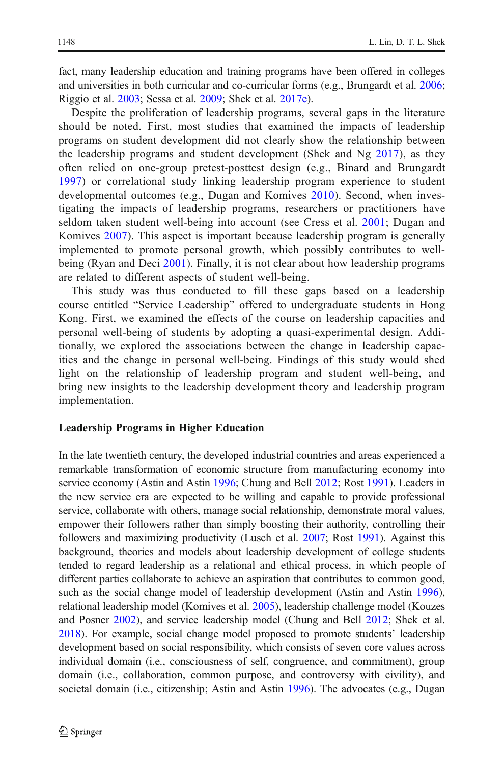fact, many leadership education and training programs have been offered in colleges and universities in both curricular and co-curricular forms (e.g., Brungardt et al. 2006; Riggio et al. 2003; Sessa et al. 2009; Shek et al. 2017e).

Despite the proliferation of leadership programs, several gaps in the literature should be noted. First, most studies that examined the impacts of leadership programs on student development did not clearly show the relationship between the leadership programs and student development (Shek and Ng 2017), as they often relied on one-group pretest-posttest design (e.g., Binard and Brungardt 1997) or correlational study linking leadership program experience to student developmental outcomes (e.g., Dugan and Komives 2010). Second, when investigating the impacts of leadership programs, researchers or practitioners have seldom taken student well-being into account (see Cress et al. 2001; Dugan and Komives 2007). This aspect is important because leadership program is generally implemented to promote personal growth, which possibly contributes to well-being (Ryan and Deci 2001). Finally, it is not clear about how leadership programs are related to different aspects of student well-being.

This study was thus conducted to fill these gaps based on a leadership course entitled "Service Leadership" offered to undergraduate students in Hong Kong. First, we examined the effects of the course on leadership capacities and personal well-being of students by adopting a quasi-experimental design. Additionally, we explored the associations between the change in leadership capacities and the change in personal well-being. Findings of this study would shed light on the relationship of leadership program and student well-being, and bring new insights to the leadership development theory and leadership program implementation.

## Leadership Programs in Higher Education

In the late twentieth century, the developed industrial countries and areas experienced a remarkable transformation of economic structure from manufacturing economy into service economy (Astin and Astin 1996; Chung and Bell 2012; Rost 1991). Leaders in the new service era are expected to be willing and capable to provide professional service, collaborate with others, manage social relationship, demonstrate moral values, empower their followers rather than simply boosting their authority, controlling their followers and maximizing productivity (Lusch et al. 2007; Rost 1991). Against this background, theories and models about leadership development of college students tended to regard leadership as a relational and ethical process, in which people of different parties collaborate to achieve an aspiration that contributes to common good, such as the social change model of leadership development (Astin and Astin 1996), relational leadership model (Komives et al. 2005), leadership challenge model (Kouzes and Posner 2002), and service leadership model (Chung and Bell 2012; Shek et al. 2018). For example, social change model proposed to promote students' leadership development based on social responsibility, which consists of seven core values across individual domain (i.e., consciousness of self, congruence, and commitment), group domain (i.e., collaboration, common purpose, and controversy with civility), and societal domain (i.e., citizenship; Astin and Astin 1996). The advocates (e.g., Dugan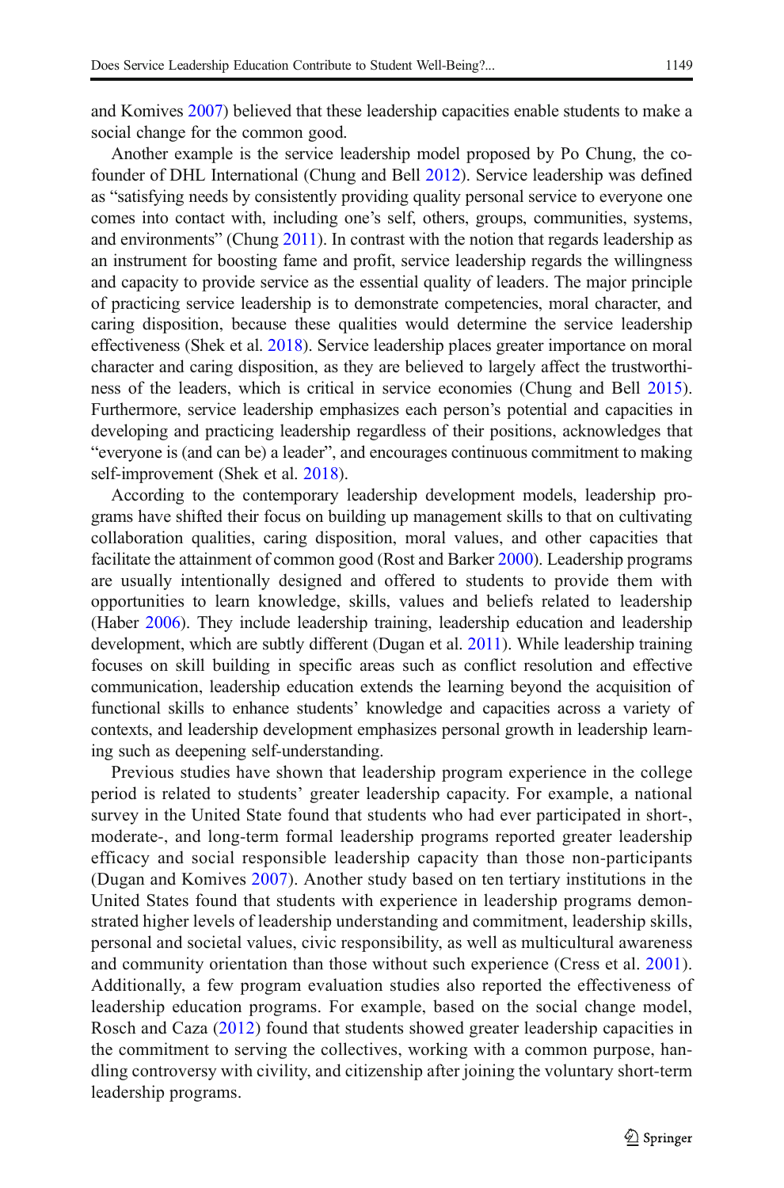and Komives 2007) believed that these leadership capacities enable students to make a social change for the common good.

Another example is the service leadership model proposed by Po Chung, the co-founder of DHL International (Chung and Bell 2012). Service leadership was defined as "satisfying needs by consistently providing quality personal service to everyone one comes into contact with, including one's self, others, groups, communities, systems, and environments" (Chung 2011). In contrast with the notion that regards leadership as an instrument for boosting fame and profit, service leadership regards the willingness and capacity to provide service as the essential quality of leaders. The major principle of practicing service leadership is to demonstrate competencies, moral character, and caring disposition, because these qualities would determine the service leadership effectiveness (Shek et al. 2018). Service leadership places greater importance on moral character and caring disposition, as they are believed to largely affect the trustworthiness of the leaders, which is critical in service economies (Chung and Bell 2015). Furthermore, service leadership emphasizes each person's potential and capacities in developing and practicing leadership regardless of their positions, acknowledges that "everyone is (and can be) a leader", and encourages continuous commitment to making self-improvement (Shek et al. 2018).

According to the contemporary leadership development models, leadership programs have shifted their focus on building up management skills to that on cultivating collaboration qualities, caring disposition, moral values, and other capacities that facilitate the attainment of common good (Rost and Barker 2000). Leadership programs are usually intentionally designed and offered to students to provide them with opportunities to learn knowledge, skills, values and beliefs related to leadership (Haber 2006). They include leadership training, leadership education and leadership development, which are subtly different (Dugan et al. 2011). While leadership training focuses on skill building in specific areas such as conflict resolution and effective communication, leadership education extends the learning beyond the acquisition of functional skills to enhance students' knowledge and capacities across a variety of contexts, and leadership development emphasizes personal growth in leadership learning such as deepening self-understanding.

Previous studies have shown that leadership program experience in the college period is related to students' greater leadership capacity. For example, a national survey in the United State found that students who had ever participated in short-, moderate-, and long-term formal leadership programs reported greater leadership efficacy and social responsible leadership capacity than those non-participants (Dugan and Komives 2007). Another study based on ten tertiary institutions in the United States found that students with experience in leadership programs demonstrated higher levels of leadership understanding and commitment, leadership skills, personal and societal values, civic responsibility, as well as multicultural awareness and community orientation than those without such experience (Cress et al. 2001). Additionally, a few program evaluation studies also reported the effectiveness of leadership education programs. For example, based on the social change model, Rosch and Caza (2012) found that students showed greater leadership capacities in the commitment to serving the collectives, working with a common purpose, handling controversy with civility, and citizenship after joining the voluntary short-term leadership programs.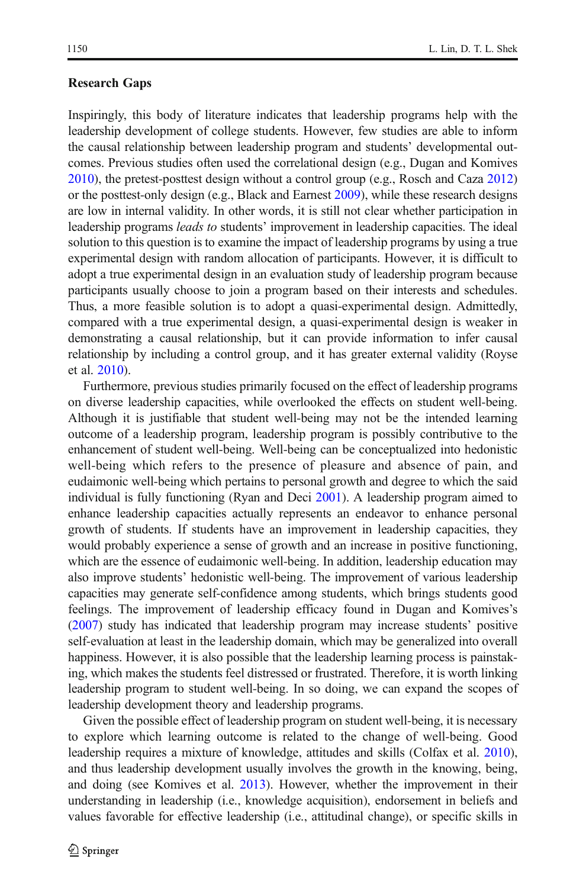## Research Gaps

Inspiringly, this body of literature indicates that leadership programs help with the leadership development of college students. However, few studies are able to inform the causal relationship between leadership program and students' developmental outcomes. Previous studies often used the correlational design (e.g., Dugan and Komives 2010), the pretest-posttest design without a control group (e.g., Rosch and Caza 2012) or the posttest-only design (e.g., Black and Earnest 2009), while these research designs are low in internal validity. In other words, it is still not clear whether participation in leadership programs *leads to* students' improvement in leadership capacities. The ideal solution to this question is to examine the impact of leadership programs by using a true experimental design with random allocation of participants. However, it is difficult to adopt a true experimental design in an evaluation study of leadership program because participants usually choose to join a program based on their interests and schedules. Thus, a more feasible solution is to adopt a quasi-experimental design. Admittedly, compared with a true experimental design, a quasi-experimental design is weaker in demonstrating a causal relationship, but it can provide information to infer causal relationship by including a control group, and it has greater external validity (Royse et al. 2010).

Furthermore, previous studies primarily focused on the effect of leadership programs on diverse leadership capacities, while overlooked the effects on student well-being. Although it is justifiable that student well-being may not be the intended learning outcome of a leadership program, leadership program is possibly contributive to the enhancement of student well-being. Well-being can be conceptualized into hedonistic well-being which refers to the presence of pleasure and absence of pain, and eudaimonic well-being which pertains to personal growth and degree to which the said individual is fully functioning (Ryan and Deci 2001). A leadership program aimed to enhance leadership capacities actually represents an endeavor to enhance personal growth of students. If students have an improvement in leadership capacities, they would probably experience a sense of growth and an increase in positive functioning, which are the essence of eudaimonic well-being. In addition, leadership education may also improve students' hedonistic well-being. The improvement of various leadership capacities may generate self-confidence among students, which brings students good feelings. The improvement of leadership efficacy found in Dugan and Komives's (2007) study has indicated that leadership program may increase students' positive self-evaluation at least in the leadership domain, which may be generalized into overall happiness. However, it is also possible that the leadership learning process is painstaking, which makes the students feel distressed or frustrated. Therefore, it is worth linking leadership program to student well-being. In so doing, we can expand the scopes of leadership development theory and leadership programs.

Given the possible effect of leadership program on student well-being, it is necessary to explore which learning outcome is related to the change of well-being. Good leadership requires a mixture of knowledge, attitudes and skills (Colfax et al. 2010), and thus leadership development usually involves the growth in the knowing, being, and doing (see Komives et al. 2013). However, whether the improvement in their understanding in leadership (i.e., knowledge acquisition), endorsement in beliefs and values favorable for effective leadership (i.e., attitudinal change), or specific skills in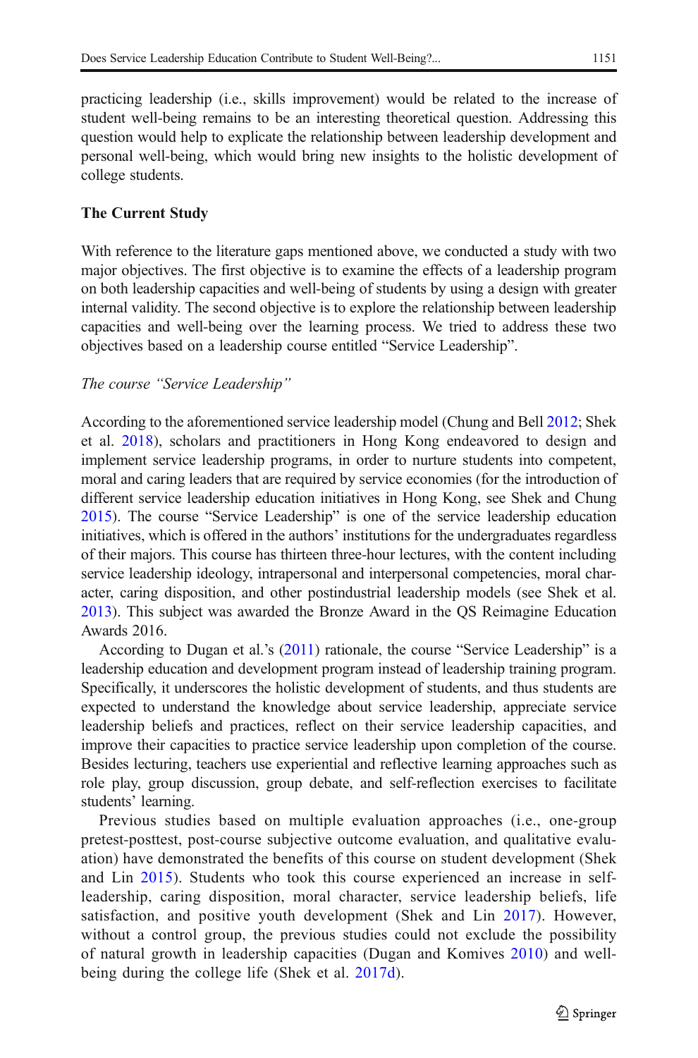practicing leadership (i.e., skills improvement) would be related to the increase of student well-being remains to be an interesting theoretical question. Addressing this question would help to explicate the relationship between leadership development and personal well-being, which would bring new insights to the holistic development of college students.

## The Current Study

With reference to the literature gaps mentioned above, we conducted a study with two major objectives. The first objective is to examine the effects of a leadership program on both leadership capacities and well-being of students by using a design with greater internal validity. The second objective is to explore the relationship between leadership capacities and well-being over the learning process. We tried to address these two objectives based on a leadership course entitled "Service Leadership".

### *The course "Service Leadership"*

According to the aforementioned service leadership model (Chung and Bell 2012; Shek et al. 2018), scholars and practitioners in Hong Kong endeavored to design and implement service leadership programs, in order to nurture students into competent, moral and caring leaders that are required by service economies (for the introduction of different service leadership education initiatives in Hong Kong, see Shek and Chung 2015). The course "Service Leadership" is one of the service leadership education initiatives, which is offered in the authors' institutions for the undergraduates regardless of their majors. This course has thirteen three-hour lectures, with the content including service leadership ideology, intrapersonal and interpersonal competencies, moral character, caring disposition, and other postindustrial leadership models (see Shek et al. 2013). This subject was awarded the Bronze Award in the QS Reimagine Education Awards 2016.

According to Dugan et al.'s (2011) rationale, the course "Service Leadership" is a leadership education and development program instead of leadership training program. Specifically, it underscores the holistic development of students, and thus students are expected to understand the knowledge about service leadership, appreciate service leadership beliefs and practices, reflect on their service leadership capacities, and improve their capacities to practice service leadership upon completion of the course. Besides lecturing, teachers use experiential and reflective learning approaches such as role play, group discussion, group debate, and self-reflection exercises to facilitate students' learning.

Previous studies based on multiple evaluation approaches (i.e., one-group pretest-posttest, post-course subjective outcome evaluation, and qualitative evaluation) have demonstrated the benefits of this course on student development (Shek and Lin 2015). Students who took this course experienced an increase in self-leadership, caring disposition, moral character, service leadership beliefs, life satisfaction, and positive youth development (Shek and Lin 2017). However, without a control group, the previous studies could not exclude the possibility of natural growth in leadership capacities (Dugan and Komives 2010) and well-being during the college life (Shek et al. 2017d).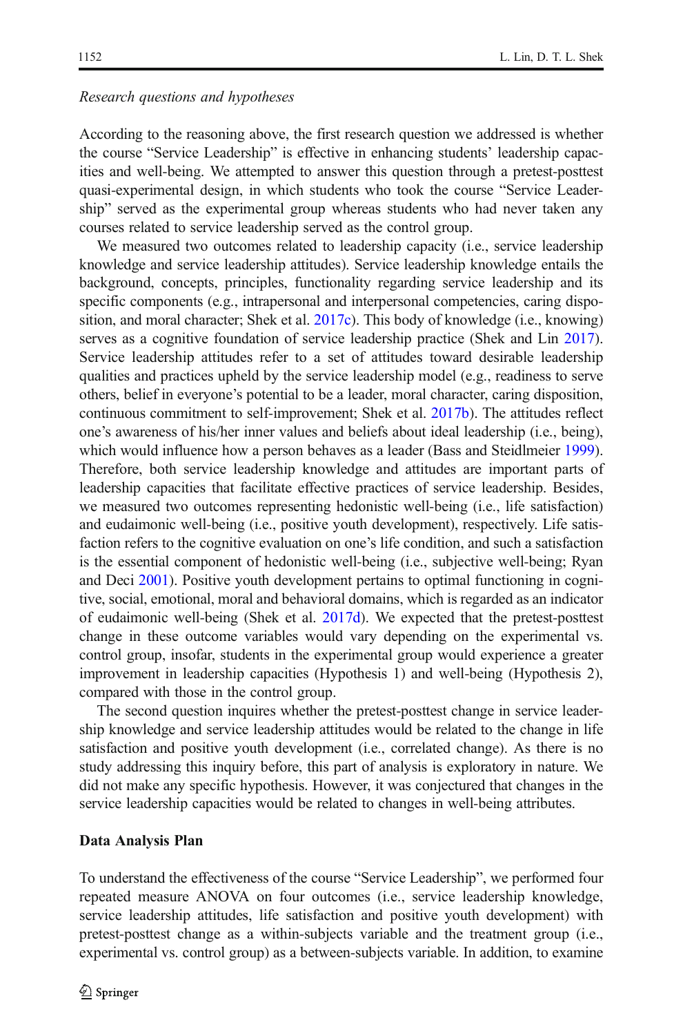*Research questions and hypotheses*

According to the reasoning above, the first research question we addressed is whether the course "Service Leadership" is effective in enhancing students' leadership capacities and well-being. We attempted to answer this question through a pretest-posttest quasi-experimental design, in which students who took the course "Service Leadership" served as the experimental group whereas students who had never taken any courses related to service leadership served as the control group.

We measured two outcomes related to leadership capacity (i.e., service leadership knowledge and service leadership attitudes). Service leadership knowledge entails the background, concepts, principles, functionality regarding service leadership and its specific components (e.g., intrapersonal and interpersonal competencies, caring disposition, and moral character; Shek et al. 2017c). This body of knowledge (i.e., knowing) serves as a cognitive foundation of service leadership practice (Shek and Lin 2017). Service leadership attitudes refer to a set of attitudes toward desirable leadership qualities and practices upheld by the service leadership model (e.g., readiness to serve others, belief in everyone's potential to be a leader, moral character, caring disposition, continuous commitment to self-improvement; Shek et al. 2017b). The attitudes reflect one's awareness of his/her inner values and beliefs about ideal leadership (i.e., being), which would influence how a person behaves as a leader (Bass and Steidlmeier 1999). Therefore, both service leadership knowledge and attitudes are important parts of leadership capacities that facilitate effective practices of service leadership. Besides, we measured two outcomes representing hedonistic well-being (i.e., life satisfaction) and eudaimonic well-being (i.e., positive youth development), respectively. Life satisfaction refers to the cognitive evaluation on one's life condition, and such a satisfaction is the essential component of hedonistic well-being (i.e., subjective well-being; Ryan and Deci 2001). Positive youth development pertains to optimal functioning in cognitive, social, emotional, moral and behavioral domains, which is regarded as an indicator of eudaimonic well-being (Shek et al. 2017d). We expected that the pretest-posttest change in these outcome variables would vary depending on the experimental vs. control group, insofar, students in the experimental group would experience a greater improvement in leadership capacities (Hypothesis 1) and well-being (Hypothesis 2), compared with those in the control group.

The second question inquires whether the pretest-posttest change in service leadership knowledge and service leadership attitudes would be related to the change in life satisfaction and positive youth development (i.e., correlated change). As there is no study addressing this inquiry before, this part of analysis is exploratory in nature. We did not make any specific hypothesis. However, it was conjectured that changes in the service leadership capacities would be related to changes in well-being attributes.

## Data Analysis Plan

To understand the effectiveness of the course "Service Leadership", we performed four repeated measure ANOVA on four outcomes (i.e., service leadership knowledge, service leadership attitudes, life satisfaction and positive youth development) with pretest-posttest change as a within-subjects variable and the treatment group (i.e., experimental vs. control group) as a between-subjects variable. In addition, to examine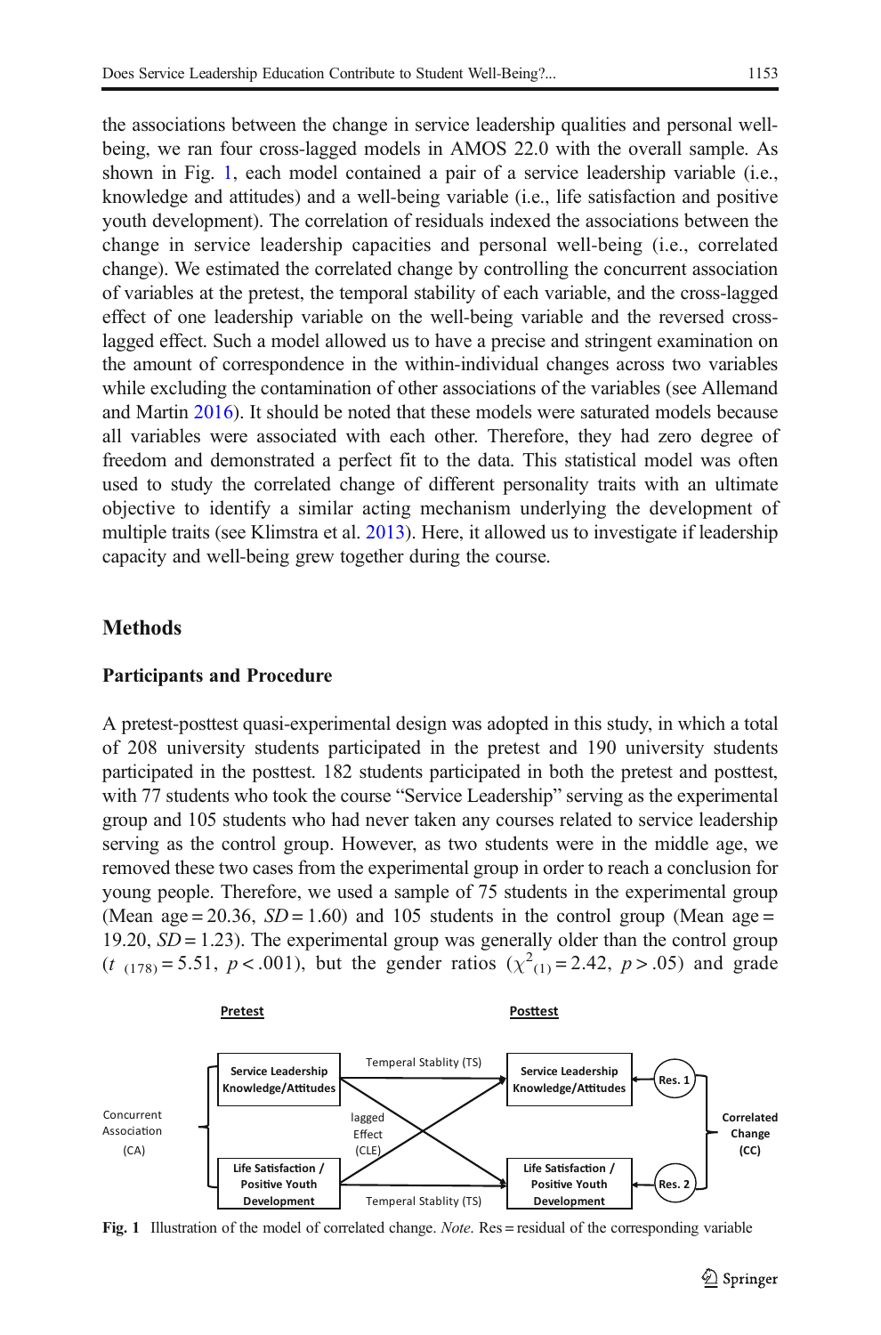the associations between the change in service leadership qualities and personal well-being, we ran four cross-lagged models in AMOS 22.0 with the overall sample. As shown in Fig. 1, each model contained a pair of a service leadership variable (i.e., knowledge and attitudes) and a well-being variable (i.e., life satisfaction and positive youth development). The correlation of residuals indexed the associations between the change in service leadership capacities and personal well-being (i.e., correlated change). We estimated the correlated change by controlling the concurrent association of variables at the pretest, the temporal stability of each variable, and the cross-lagged effect of one leadership variable on the well-being variable and the reversed cross-lagged effect. Such a model allowed us to have a precise and stringent examination on the amount of correspondence in the within-individual changes across two variables while excluding the contamination of other associations of the variables (see Allemand and Martin 2016). It should be noted that these models were saturated models because all variables were associated with each other. Therefore, they had zero degree of freedom and demonstrated a perfect fit to the data. This statistical model was often used to study the correlated change of different personality traits with an ultimate objective to identify a similar acting mechanism underlying the development of multiple traits (see Klimstra et al. 2013). Here, it allowed us to investigate if leadership capacity and well-being grew together during the course.

## Methods

### Participants and Procedure

A pretest-posttest quasi-experimental design was adopted in this study, in which a total of 208 university students participated in the pretest and 190 university students participated in the posttest. 182 students participated in both the pretest and posttest, with 77 students who took the course "Service Leadership" serving as the experimental group and 105 students who had never taken any courses related to service leadership serving as the control group. However, as two students were in the middle age, we removed these two cases from the experimental group in order to reach a conclusion for young people. Therefore, we used a sample of 75 students in the experimental group (Mean age = 20.36, *SD* = 1.60) and 105 students in the control group (Mean age = 19.20, *SD* = 1.23). The experimental group was generally older than the control group ($t_{(178)} = 5.51$, $p < .001$), but the gender ratios ($\chi^2_{(1)} = 2.42$, $p > .05$) and grade

Pretest | Posttest

Service Leadership Knowledge/Attitudes — Temperal Stablity (TS) — Service Leadership Knowledge/Attitudes ← Res. 1

Concurrent Association (CA) — lagged Effect (CLE) — Correlated Change (CC)

Life Satisfaction / Positive Youth Development — Temperal Stablity (TS) — Life Satisfaction / Positive Youth Development ← Res. 2

**Fig. 1** Illustration of the model of correlated change. *Note.* Res = residual of the corresponding variable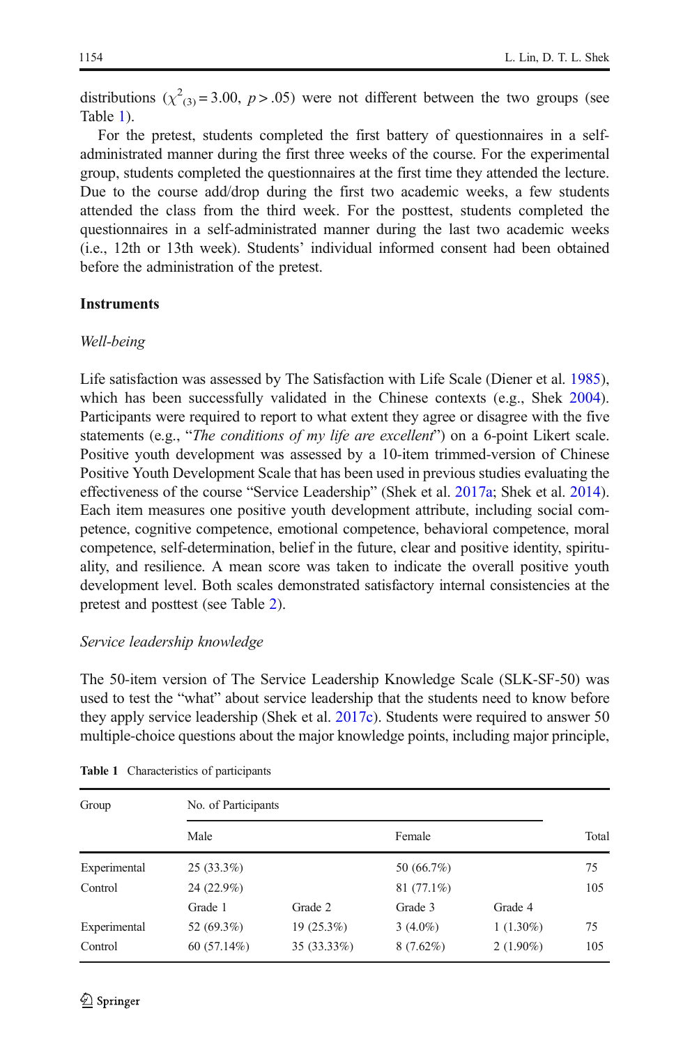distributions ($\chi^2_{(3)} = 3.00$, $p > .05$) were not different between the two groups (see Table 1).

For the pretest, students completed the first battery of questionnaires in a self-administrated manner during the first three weeks of the course. For the experimental group, students completed the questionnaires at the first time they attended the lecture. Due to the course add/drop during the first two academic weeks, a few students attended the class from the third week. For the posttest, students completed the questionnaires in a self-administrated manner during the last two academic weeks (i.e., 12th or 13th week). Students' individual informed consent had been obtained before the administration of the pretest.

## Instruments

### *Well-being*

Life satisfaction was assessed by The Satisfaction with Life Scale (Diener et al. 1985), which has been successfully validated in the Chinese contexts (e.g., Shek 2004). Participants were required to report to what extent they agree or disagree with the five statements (e.g., "*The conditions of my life are excellent*") on a 6-point Likert scale. Positive youth development was assessed by a 10-item trimmed-version of Chinese Positive Youth Development Scale that has been used in previous studies evaluating the effectiveness of the course "Service Leadership" (Shek et al. 2017a; Shek et al. 2014). Each item measures one positive youth development attribute, including social competence, cognitive competence, emotional competence, behavioral competence, moral competence, self-determination, belief in the future, clear and positive identity, spirituality, and resilience. A mean score was taken to indicate the overall positive youth development level. Both scales demonstrated satisfactory internal consistencies at the pretest and posttest (see Table 2).

### *Service leadership knowledge*

The 50-item version of The Service Leadership Knowledge Scale (SLK-SF-50) was used to test the "what" about service leadership that the students need to know before they apply service leadership (Shek et al. 2017c). Students were required to answer 50 multiple-choice questions about the major knowledge points, including major principle,

**Table 1** Characteristics of participants

| Group | No. of Participants | | | | |
|---|---|---|---|---|---|
| | Male | | Female | | Total |
| Experimental | 25 (33.3%) | | 50 (66.7%) | | 75 |
| Control | 24 (22.9%) | | 81 (77.1%) | | 105 |
| | Grade 1 | Grade 2 | Grade 3 | Grade 4 | |
| Experimental | 52 (69.3%) | 19 (25.3%) | 3 (4.0%) | 1 (1.30%) | 75 |
| Control | 60 (57.14%) | 35 (33.33%) | 8 (7.62%) | 2 (1.90%) | 105 |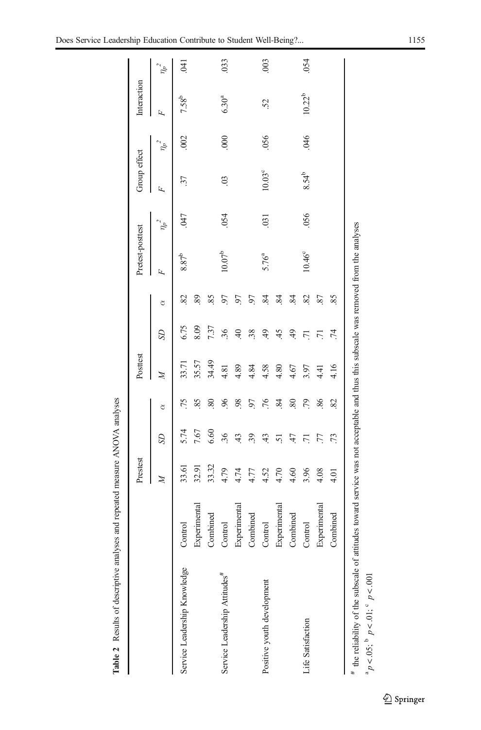**Table 2** Results of descriptive analyses and repeated measure ANOVA analyses

| | | Prestest | | | Posttest | | | Pretest-posttest | | Group effect | | Interaction | |
|---|---|---|---|---|---|---|---|---|---|---|---|---|---|
| | | $M$ | $SD$ | $\alpha$ | $M$ | $SD$ | $\alpha$ | $F$ | $\eta_p^2$ | $F$ | $\eta_p^2$ | $F$ | $\eta_p^2$ |
| Service Leadership Knowledge | Control | 33.61 | 5.74 | .75 | 33.71 | 6.75 | .82 | 8.87[b] | .047 | .37 | .002 | 7.58[b] | .041 |
| | Experimental | 32.91 | 7.67 | .85 | 35.57 | 8.09 | .89 | | | | | | |
| | Combined | 33.32 | 6.60 | .80 | 34.49 | 7.37 | .85 | | | | | | |
| Service Leadership Attitudes[#] | Control | 4.79 | .36 | .96 | 4.81 | .36 | .97 | 10.07[b] | .054 | .03 | .000 | 6.30[a] | .033 |
| | Experimental | 4.74 | .43 | .98 | 4.89 | .40 | .97 | | | | | | |
| | Combined | 4.77 | .39 | .97 | 4.84 | .38 | .97 | | | | | | |
| Positive youth development | Control | 4.52 | .43 | .76 | 4.58 | .49 | .84 | 5.76[a] | .031 | 10.03[c] | .056 | .52 | .003 |
| | Experimental | 4.70 | .51 | .84 | 4.80 | .45 | .84 | | | | | | |
| | Combined | 4.60 | .47 | .80 | 4.67 | .49 | .84 | | | | | | |
| Life Satisfaction | Control | 3.96 | .71 | .79 | 3.97 | .71 | .82 | 10.46[c] | .056 | 8.54[b] | .046 | 10.22[b] | .054 |
| | Experimental | 4.08 | .77 | .86 | 4.41 | .71 | .87 | | | | | | |
| | Combined | 4.01 | .73 | .82 | 4.16 | .74 | .85 | | | | | | |

[#] the reliability of the subscale of attitudes toward service was not acceptable and thus this subscale was removed from the analyses

[a] $p < .05$; [b] $p < .01$; [c] $p < .001$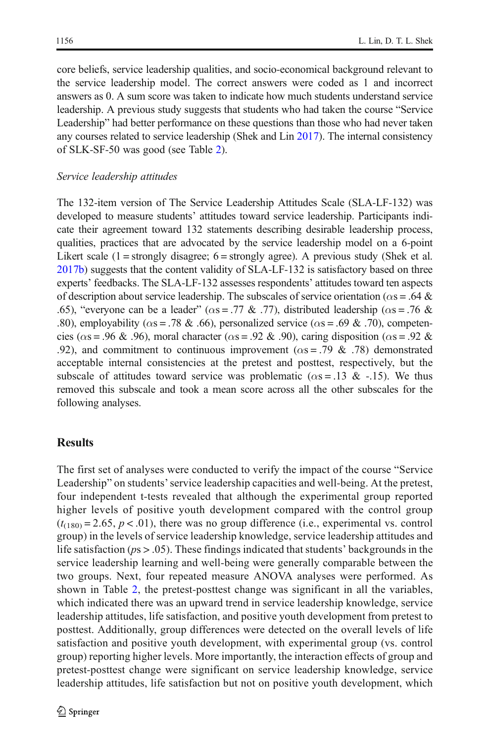core beliefs, service leadership qualities, and socio-economical background relevant to the service leadership model. The correct answers were coded as 1 and incorrect answers as 0. A sum score was taken to indicate how much students understand service leadership. A previous study suggests that students who had taken the course "Service Leadership" had better performance on these questions than those who had never taken any courses related to service leadership (Shek and Lin 2017). The internal consistency of SLK-SF-50 was good (see Table 2).

*Service leadership attitudes*

The 132-item version of The Service Leadership Attitudes Scale (SLA-LF-132) was developed to measure students' attitudes toward service leadership. Participants indicate their agreement toward 132 statements describing desirable leadership process, qualities, practices that are advocated by the service leadership model on a 6-point Likert scale (1 = strongly disagree; 6 = strongly agree). A previous study (Shek et al. 2017b) suggests that the content validity of SLA-LF-132 is satisfactory based on three experts' feedbacks. The SLA-LF-132 assesses respondents' attitudes toward ten aspects of description about service leadership. The subscales of service orientation ($\alpha$s = .64 & .65), "everyone can be a leader" ($\alpha$s = .77 & .77), distributed leadership ($\alpha$s = .76 & .80), employability ($\alpha$s = .78 & .66), personalized service ($\alpha$s = .69 & .70), competencies ($\alpha$s = .96 & .96), moral character ($\alpha$s = .92 & .90), caring disposition ($\alpha$s = .92 & .92), and commitment to continuous improvement ($\alpha$s = .79 & .78) demonstrated acceptable internal consistencies at the pretest and posttest, respectively, but the subscale of attitudes toward service was problematic ($\alpha$s = .13 & -.15). We thus removed this subscale and took a mean score across all the other subscales for the following analyses.

## Results

The first set of analyses were conducted to verify the impact of the course "Service Leadership" on students' service leadership capacities and well-being. At the pretest, four independent t-tests revealed that although the experimental group reported higher levels of positive youth development compared with the control group ($t_{(180)} = 2.65$, $p < .01$), there was no group difference (i.e., experimental vs. control group) in the levels of service leadership knowledge, service leadership attitudes and life satisfaction ($p$s > .05). These findings indicated that students' backgrounds in the service leadership learning and well-being were generally comparable between the two groups. Next, four repeated measure ANOVA analyses were performed. As shown in Table 2, the pretest-posttest change was significant in all the variables, which indicated there was an upward trend in service leadership knowledge, service leadership attitudes, life satisfaction, and positive youth development from pretest to posttest. Additionally, group differences were detected on the overall levels of life satisfaction and positive youth development, with experimental group (vs. control group) reporting higher levels. More importantly, the interaction effects of group and pretest-posttest change were significant on service leadership knowledge, service leadership attitudes, life satisfaction but not on positive youth development, which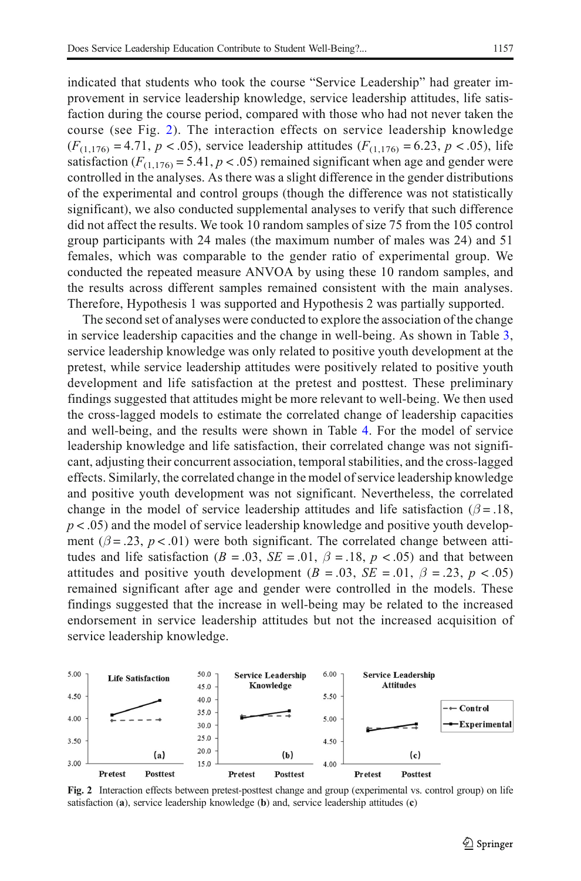indicated that students who took the course "Service Leadership" had greater improvement in service leadership knowledge, service leadership attitudes, life satisfaction during the course period, compared with those who had not never taken the course (see Fig. 2). The interaction effects on service leadership knowledge ($F_{(1,176)} = 4.71$, $p < .05$), service leadership attitudes ($F_{(1,176)} = 6.23$, $p < .05$), life satisfaction ($F_{(1,176)} = 5.41$, $p < .05$) remained significant when age and gender were controlled in the analyses. As there was a slight difference in the gender distributions of the experimental and control groups (though the difference was not statistically significant), we also conducted supplemental analyses to verify that such difference did not affect the results. We took 10 random samples of size 75 from the 105 control group participants with 24 males (the maximum number of males was 24) and 51 females, which was comparable to the gender ratio of experimental group. We conducted the repeated measure ANVOA by using these 10 random samples, and the results across different samples remained consistent with the main analyses. Therefore, Hypothesis 1 was supported and Hypothesis 2 was partially supported.

The second set of analyses were conducted to explore the association of the change in service leadership capacities and the change in well-being. As shown in Table 3, service leadership knowledge was only related to positive youth development at the pretest, while service leadership attitudes were positively related to positive youth development and life satisfaction at the pretest and posttest. These preliminary findings suggested that attitudes might be more relevant to well-being. We then used the cross-lagged models to estimate the correlated change of leadership capacities and well-being, and the results were shown in Table 4. For the model of service leadership knowledge and life satisfaction, their correlated change was not significant, adjusting their concurrent association, temporal stabilities, and the cross-lagged effects. Similarly, the correlated change in the model of service leadership knowledge and positive youth development was not significant. Nevertheless, the correlated change in the model of service leadership attitudes and life satisfaction ($\beta = .18$, $p < .05$) and the model of service leadership knowledge and positive youth development ($\beta = .23$, $p < .01$) were both significant. The correlated change between attitudes and life satisfaction ($B = .03$, $SE = .01$, $\beta = .18$, $p < .05$) and that between attitudes and positive youth development ($B = .03$, $SE = .01$, $\beta = .23$, $p < .05$) remained significant after age and gender were controlled in the models. These findings suggested that the increase in well-being may be related to the increased endorsement in service leadership attitudes but not the increased acquisition of service leadership knowledge.

**Fig. 2** Interaction effects between pretest-posttest change and group (experimental vs. control group) on life satisfaction (**a**), service leadership knowledge (**b**) and, service leadership attitudes (**c**)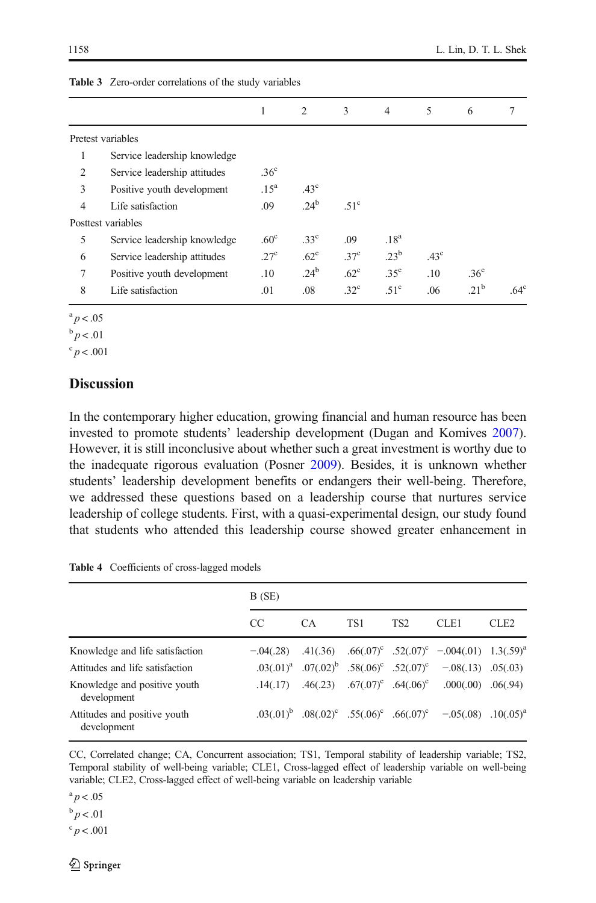**Table 3** Zero-order correlations of the study variables

| | | 1 | 2 | 3 | 4 | 5 | 6 | 7 |
|---|---|---|---|---|---|---|---|---|
| Pretest variables | | | | | | | | |
| 1 | Service leadership knowledge | | | | | | | |
| 2 | Service leadership attitudes | .36[c] | | | | | | |
| 3 | Positive youth development | .15[a] | .43[c] | | | | | |
| 4 | Life satisfaction | .09 | .24[b] | .51[c] | | | | |
| Posttest variables | | | | | | | | |
| 5 | Service leadership knowledge | .60[c] | .33[c] | .09 | .18[a] | | | |
| 6 | Service leadership attitudes | .27[c] | .62[c] | .37[c] | .23[b] | .43[c] | | |
| 7 | Positive youth development | .10 | .24[b] | .62[c] | .35[c] | .10 | .36[c] | |
| 8 | Life satisfaction | .01 | .08 | .32[c] | .51[c] | .06 | .21[b] | .64[c] |

[a] $p < .05$

[b] $p < .01$

[c] $p < .001$

## Discussion

In the contemporary higher education, growing financial and human resource has been invested to promote students' leadership development (Dugan and Komives 2007). However, it is still inconclusive about whether such a great investment is worthy due to the inadequate rigorous evaluation (Posner 2009). Besides, it is unknown whether students' leadership development benefits or endangers their well-being. Therefore, we addressed these questions based on a leadership course that nurtures service leadership of college students. First, with a quasi-experimental design, our study found that students who attended this leadership course showed greater enhancement in

**Table 4** Coefficients of cross-lagged models

| | B (SE) | | | | | |
|---|---|---|---|---|---|---|
| | CC | CA | TS1 | TS2 | CLE1 | CLE2 |
| Knowledge and life satisfaction | −.04(.28) | .41(.36) | .66(.07)[c] | .52(.07)[c] | −.004(.01) | 1.3(.59)[a] |
| Attitudes and life satisfaction | .03(.01)[a] | .07(.02)[b] | .58(.06)[c] | .52(.07)[c] | −.08(.13) | .05(.03) |
| Knowledge and positive youth development | .14(.17) | .46(.23) | .67(.07)[c] | .64(.06)[c] | .000(.00) | .06(.94) |
| Attitudes and positive youth development | .03(.01)[b] | .08(.02)[c] | .55(.06)[c] | .66(.07)[c] | −.05(.08) | .10(.05)[a] |

CC, Correlated change; CA, Concurrent association; TS1, Temporal stability of leadership variable; TS2, Temporal stability of well-being variable; CLE1, Cross-lagged effect of leadership variable on well-being variable; CLE2, Cross-lagged effect of well-being variable on leadership variable

[a] $p < .05$

[b] $p < .01$

[c] $p < .001$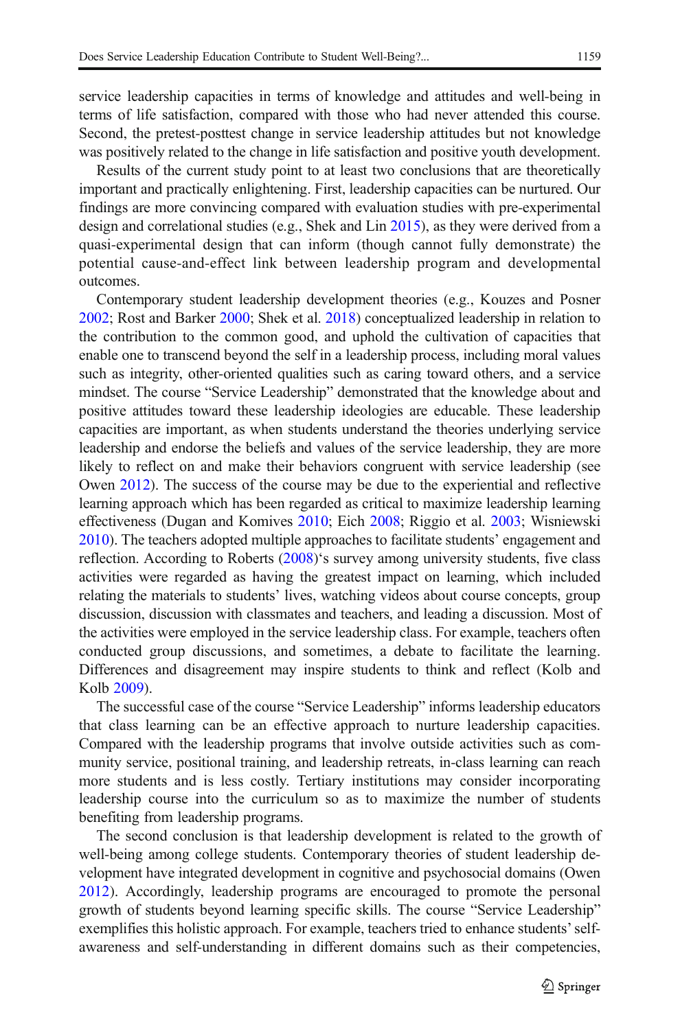service leadership capacities in terms of knowledge and attitudes and well-being in terms of life satisfaction, compared with those who had never attended this course. Second, the pretest-posttest change in service leadership attitudes but not knowledge was positively related to the change in life satisfaction and positive youth development.

Results of the current study point to at least two conclusions that are theoretically important and practically enlightening. First, leadership capacities can be nurtured. Our findings are more convincing compared with evaluation studies with pre-experimental design and correlational studies (e.g., Shek and Lin 2015), as they were derived from a quasi-experimental design that can inform (though cannot fully demonstrate) the potential cause-and-effect link between leadership program and developmental outcomes.

Contemporary student leadership development theories (e.g., Kouzes and Posner 2002; Rost and Barker 2000; Shek et al. 2018) conceptualized leadership in relation to the contribution to the common good, and uphold the cultivation of capacities that enable one to transcend beyond the self in a leadership process, including moral values such as integrity, other-oriented qualities such as caring toward others, and a service mindset. The course "Service Leadership" demonstrated that the knowledge about and positive attitudes toward these leadership ideologies are educable. These leadership capacities are important, as when students understand the theories underlying service leadership and endorse the beliefs and values of the service leadership, they are more likely to reflect on and make their behaviors congruent with service leadership (see Owen 2012). The success of the course may be due to the experiential and reflective learning approach which has been regarded as critical to maximize leadership learning effectiveness (Dugan and Komives 2010; Eich 2008; Riggio et al. 2003; Wisniewski 2010). The teachers adopted multiple approaches to facilitate students' engagement and reflection. According to Roberts (2008)'s survey among university students, five class activities were regarded as having the greatest impact on learning, which included relating the materials to students' lives, watching videos about course concepts, group discussion, discussion with classmates and teachers, and leading a discussion. Most of the activities were employed in the service leadership class. For example, teachers often conducted group discussions, and sometimes, a debate to facilitate the learning. Differences and disagreement may inspire students to think and reflect (Kolb and Kolb 2009).

The successful case of the course "Service Leadership" informs leadership educators that class learning can be an effective approach to nurture leadership capacities. Compared with the leadership programs that involve outside activities such as community service, positional training, and leadership retreats, in-class learning can reach more students and is less costly. Tertiary institutions may consider incorporating leadership course into the curriculum so as to maximize the number of students benefiting from leadership programs.

The second conclusion is that leadership development is related to the growth of well-being among college students. Contemporary theories of student leadership development have integrated development in cognitive and psychosocial domains (Owen 2012). Accordingly, leadership programs are encouraged to promote the personal growth of students beyond learning specific skills. The course "Service Leadership" exemplifies this holistic approach. For example, teachers tried to enhance students' self-awareness and self-understanding in different domains such as their competencies,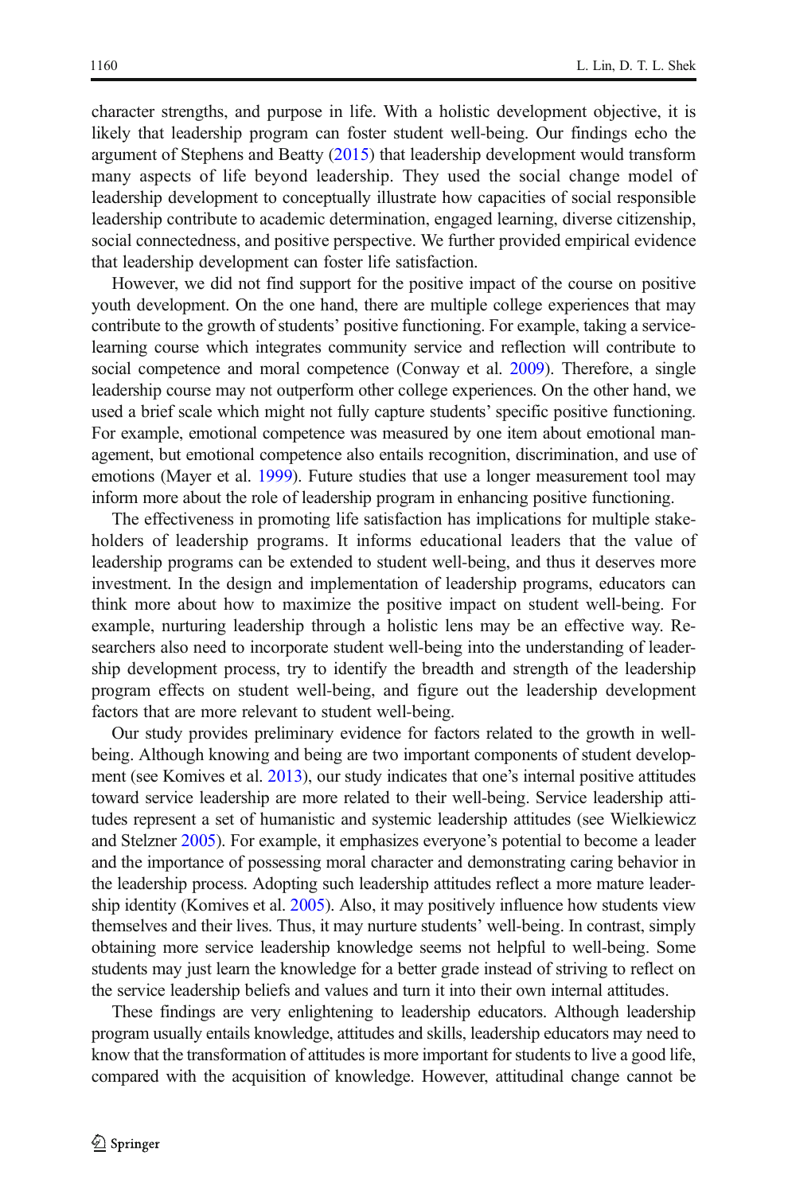character strengths, and purpose in life. With a holistic development objective, it is likely that leadership program can foster student well-being. Our findings echo the argument of Stephens and Beatty (2015) that leadership development would transform many aspects of life beyond leadership. They used the social change model of leadership development to conceptually illustrate how capacities of social responsible leadership contribute to academic determination, engaged learning, diverse citizenship, social connectedness, and positive perspective. We further provided empirical evidence that leadership development can foster life satisfaction.

However, we did not find support for the positive impact of the course on positive youth development. On the one hand, there are multiple college experiences that may contribute to the growth of students' positive functioning. For example, taking a service-learning course which integrates community service and reflection will contribute to social competence and moral competence (Conway et al. 2009). Therefore, a single leadership course may not outperform other college experiences. On the other hand, we used a brief scale which might not fully capture students' specific positive functioning. For example, emotional competence was measured by one item about emotional management, but emotional competence also entails recognition, discrimination, and use of emotions (Mayer et al. 1999). Future studies that use a longer measurement tool may inform more about the role of leadership program in enhancing positive functioning.

The effectiveness in promoting life satisfaction has implications for multiple stakeholders of leadership programs. It informs educational leaders that the value of leadership programs can be extended to student well-being, and thus it deserves more investment. In the design and implementation of leadership programs, educators can think more about how to maximize the positive impact on student well-being. For example, nurturing leadership through a holistic lens may be an effective way. Researchers also need to incorporate student well-being into the understanding of leadership development process, try to identify the breadth and strength of the leadership program effects on student well-being, and figure out the leadership development factors that are more relevant to student well-being.

Our study provides preliminary evidence for factors related to the growth in well-being. Although knowing and being are two important components of student development (see Komives et al. 2013), our study indicates that one's internal positive attitudes toward service leadership are more related to their well-being. Service leadership attitudes represent a set of humanistic and systemic leadership attitudes (see Wielkiewicz and Stelzner 2005). For example, it emphasizes everyone's potential to become a leader and the importance of possessing moral character and demonstrating caring behavior in the leadership process. Adopting such leadership attitudes reflect a more mature leadership identity (Komives et al. 2005). Also, it may positively influence how students view themselves and their lives. Thus, it may nurture students' well-being. In contrast, simply obtaining more service leadership knowledge seems not helpful to well-being. Some students may just learn the knowledge for a better grade instead of striving to reflect on the service leadership beliefs and values and turn it into their own internal attitudes.

These findings are very enlightening to leadership educators. Although leadership program usually entails knowledge, attitudes and skills, leadership educators may need to know that the transformation of attitudes is more important for students to live a good life, compared with the acquisition of knowledge. However, attitudinal change cannot be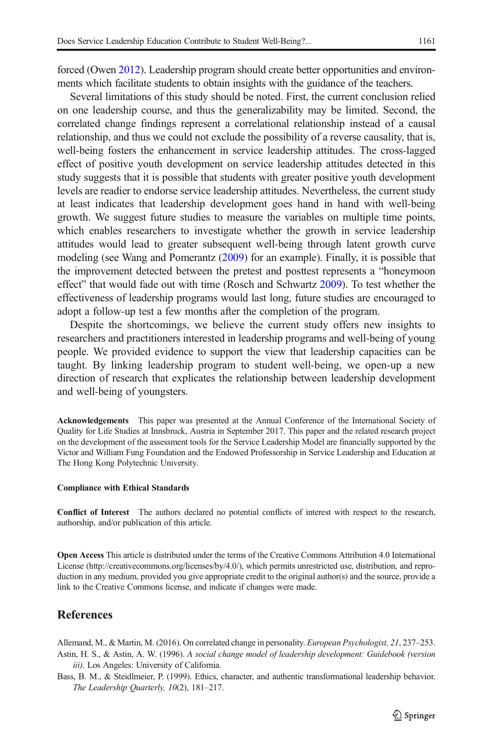forced (Owen 2012). Leadership program should create better opportunities and environments which facilitate students to obtain insights with the guidance of the teachers.

Several limitations of this study should be noted. First, the current conclusion relied on one leadership course, and thus the generalizability may be limited. Second, the correlated change findings represent a correlational relationship instead of a causal relationship, and thus we could not exclude the possibility of a reverse causality, that is, well-being fosters the enhancement in service leadership attitudes. The cross-lagged effect of positive youth development on service leadership attitudes detected in this study suggests that it is possible that students with greater positive youth development levels are readier to endorse service leadership attitudes. Nevertheless, the current study at least indicates that leadership development goes hand in hand with well-being growth. We suggest future studies to measure the variables on multiple time points, which enables researchers to investigate whether the growth in service leadership attitudes would lead to greater subsequent well-being through latent growth curve modeling (see Wang and Pomerantz (2009) for an example). Finally, it is possible that the improvement detected between the pretest and posttest represents a "honeymoon effect" that would fade out with time (Rosch and Schwartz 2009). To test whether the effectiveness of leadership programs would last long, future studies are encouraged to adopt a follow-up test a few months after the completion of the program.

Despite the shortcomings, we believe the current study offers new insights to researchers and practitioners interested in leadership programs and well-being of young people. We provided evidence to support the view that leadership capacities can be taught. By linking leadership program to student well-being, we open-up a new direction of research that explicates the relationship between leadership development and well-being of youngsters.

**Acknowledgements** This paper was presented at the Annual Conference of the International Society of Quality for Life Studies at Innsbruck, Austria in September 2017. This paper and the related research project on the development of the assessment tools for the Service Leadership Model are financially supported by the Victor and William Fung Foundation and the Endowed Professorship in Service Leadership and Education at The Hong Kong Polytechnic University.

**Compliance with Ethical Standards**

**Conflict of Interest** The authors declared no potential conflicts of interest with respect to the research, authorship, and/or publication of this article.

**Open Access** This article is distributed under the terms of the Creative Commons Attribution 4.0 International License (http://creativecommons.org/licenses/by/4.0/), which permits unrestricted use, distribution, and reproduction in any medium, provided you give appropriate credit to the original author(s) and the source, provide a link to the Creative Commons license, and indicate if changes were made.

## References

Allemand, M., & Martin, M. (2016). On correlated change in personality. *European Psychologist, 21*, 237–253.

Astin, H. S., & Astin, A. W. (1996). *A social change model of leadership development: Guidebook (version iii)*. Los Angeles: University of California.

Bass, B. M., & Steidlmeier, P. (1999). Ethics, character, and authentic transformational leadership behavior. *The Leadership Quarterly, 10*(2), 181–217.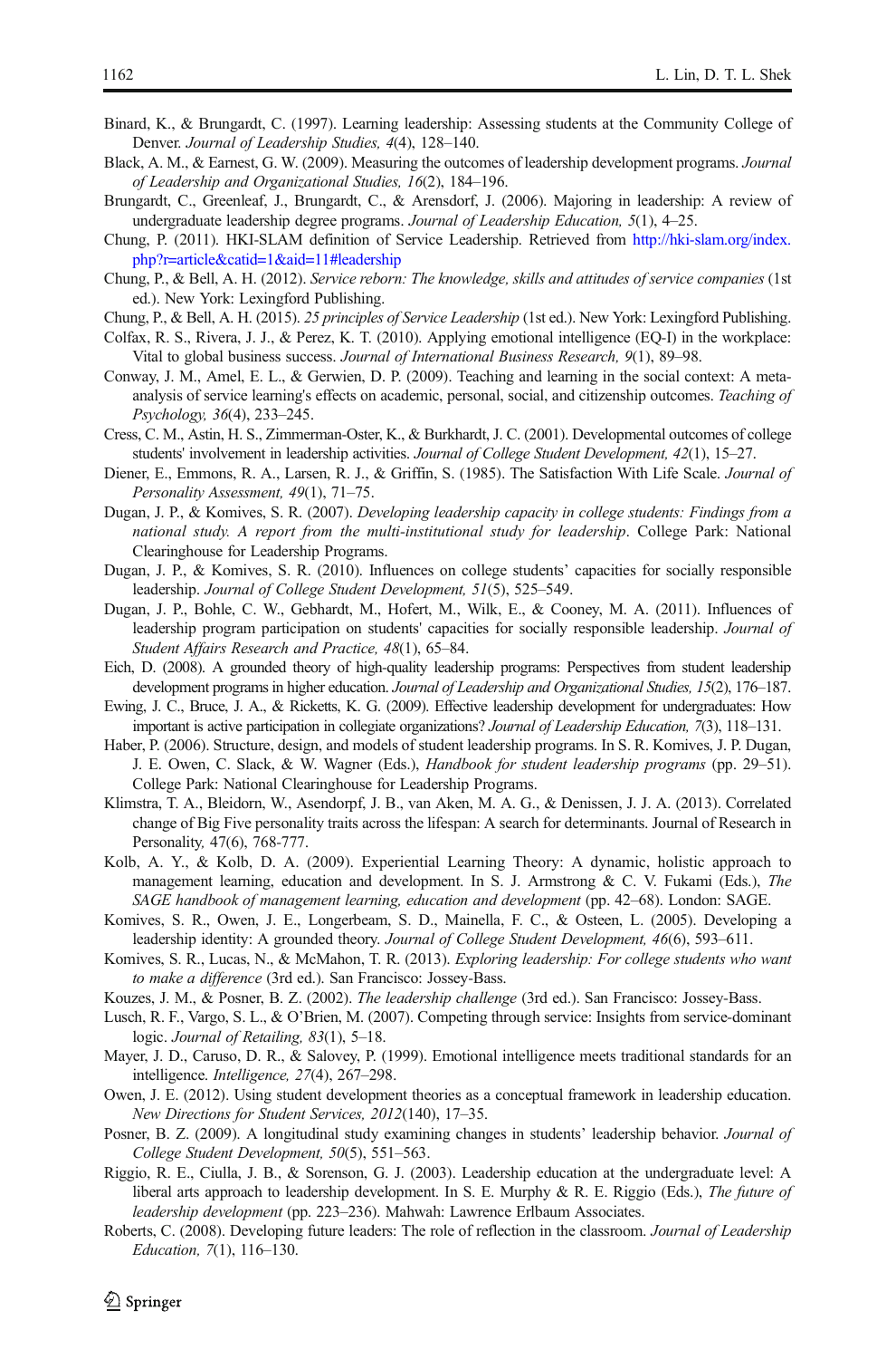Binard, K., & Brungardt, C. (1997). Learning leadership: Assessing students at the Community College of Denver. *Journal of Leadership Studies, 4*(4), 128–140.

Black, A. M., & Earnest, G. W. (2009). Measuring the outcomes of leadership development programs. *Journal of Leadership and Organizational Studies, 16*(2), 184–196.

Brungardt, C., Greenleaf, J., Brungardt, C., & Arensdorf, J. (2006). Majoring in leadership: A review of undergraduate leadership degree programs. *Journal of Leadership Education, 5*(1), 4–25.

Chung, P. (2011). HKI-SLAM definition of Service Leadership. Retrieved from http://hki-slam.org/index.php?r=article&catid=1&aid=11#leadership

Chung, P., & Bell, A. H. (2012). *Service reborn: The knowledge, skills and attitudes of service companies* (1st ed.). New York: Lexingford Publishing.

Chung, P., & Bell, A. H. (2015). *25 principles of Service Leadership* (1st ed.). New York: Lexingford Publishing.

Colfax, R. S., Rivera, J. J., & Perez, K. T. (2010). Applying emotional intelligence (EQ-I) in the workplace: Vital to global business success. *Journal of International Business Research, 9*(1), 89–98.

Conway, J. M., Amel, E. L., & Gerwien, D. P. (2009). Teaching and learning in the social context: A meta-analysis of service learning's effects on academic, personal, social, and citizenship outcomes. *Teaching of Psychology, 36*(4), 233–245.

Cress, C. M., Astin, H. S., Zimmerman-Oster, K., & Burkhardt, J. C. (2001). Developmental outcomes of college students' involvement in leadership activities. *Journal of College Student Development, 42*(1), 15–27.

Diener, E., Emmons, R. A., Larsen, R. J., & Griffin, S. (1985). The Satisfaction With Life Scale. *Journal of Personality Assessment, 49*(1), 71–75.

Dugan, J. P., & Komives, S. R. (2007). *Developing leadership capacity in college students: Findings from a national study. A report from the multi-institutional study for leadership*. College Park: National Clearinghouse for Leadership Programs.

Dugan, J. P., & Komives, S. R. (2010). Influences on college students' capacities for socially responsible leadership. *Journal of College Student Development, 51*(5), 525–549.

Dugan, J. P., Bohle, C. W., Gebhardt, M., Hofert, M., Wilk, E., & Cooney, M. A. (2011). Influences of leadership program participation on students' capacities for socially responsible leadership. *Journal of Student Affairs Research and Practice, 48*(1), 65–84.

Eich, D. (2008). A grounded theory of high-quality leadership programs: Perspectives from student leadership development programs in higher education. *Journal of Leadership and Organizational Studies, 15*(2), 176–187.

Ewing, J. C., Bruce, J. A., & Ricketts, K. G. (2009). Effective leadership development for undergraduates: How important is active participation in collegiate organizations? *Journal of Leadership Education, 7*(3), 118–131.

Haber, P. (2006). Structure, design, and models of student leadership programs. In S. R. Komives, J. P. Dugan, J. E. Owen, C. Slack, & W. Wagner (Eds.), *Handbook for student leadership programs* (pp. 29–51). College Park: National Clearinghouse for Leadership Programs.

Klimstra, T. A., Bleidorn, W., Asendorpf, J. B., van Aken, M. A. G., & Denissen, J. J. A. (2013). Correlated change of Big Five personality traits across the lifespan: A search for determinants. Journal of Research in Personality, 47(6), 768-777.

Kolb, A. Y., & Kolb, D. A. (2009). Experiential Learning Theory: A dynamic, holistic approach to management learning, education and development. In S. J. Armstrong & C. V. Fukami (Eds.), *The SAGE handbook of management learning, education and development* (pp. 42–68). London: SAGE.

Komives, S. R., Owen, J. E., Longerbeam, S. D., Mainella, F. C., & Osteen, L. (2005). Developing a leadership identity: A grounded theory. *Journal of College Student Development, 46*(6), 593–611.

Komives, S. R., Lucas, N., & McMahon, T. R. (2013). *Exploring leadership: For college students who want to make a difference* (3rd ed.). San Francisco: Jossey-Bass.

Kouzes, J. M., & Posner, B. Z. (2002). *The leadership challenge* (3rd ed.). San Francisco: Jossey-Bass.

Lusch, R. F., Vargo, S. L., & O'Brien, M. (2007). Competing through service: Insights from service-dominant logic. *Journal of Retailing, 83*(1), 5–18.

Mayer, J. D., Caruso, D. R., & Salovey, P. (1999). Emotional intelligence meets traditional standards for an intelligence. *Intelligence, 27*(4), 267–298.

Owen, J. E. (2012). Using student development theories as a conceptual framework in leadership education. *New Directions for Student Services, 2012*(140), 17–35.

Posner, B. Z. (2009). A longitudinal study examining changes in students' leadership behavior. *Journal of College Student Development, 50*(5), 551–563.

Riggio, R. E., Ciulla, J. B., & Sorenson, G. J. (2003). Leadership education at the undergraduate level: A liberal arts approach to leadership development. In S. E. Murphy & R. E. Riggio (Eds.), *The future of leadership development* (pp. 223–236). Mahwah: Lawrence Erlbaum Associates.

Roberts, C. (2008). Developing future leaders: The role of reflection in the classroom. *Journal of Leadership Education, 7*(1), 116–130.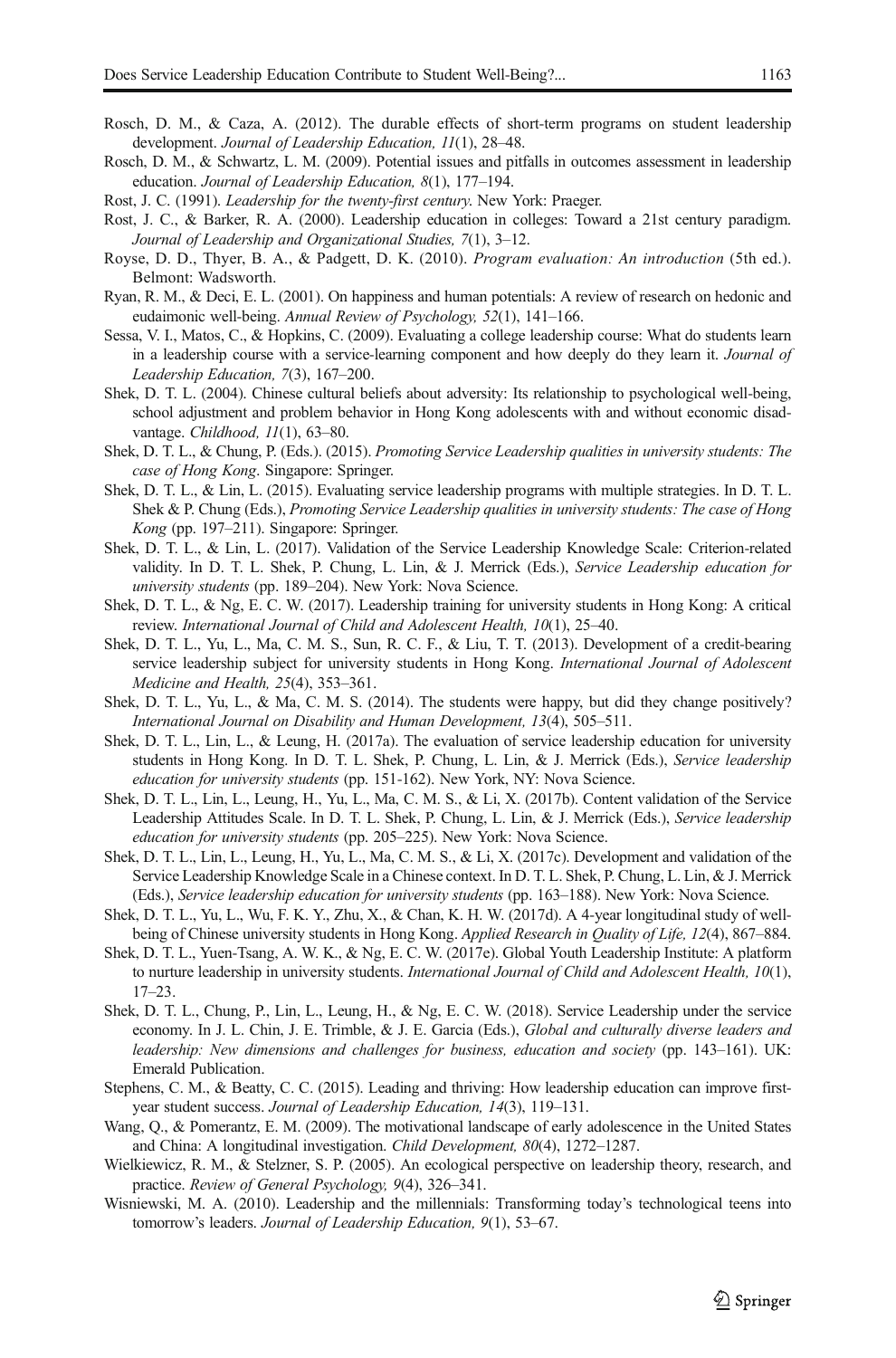Rosch, D. M., & Caza, A. (2012). The durable effects of short-term programs on student leadership development. *Journal of Leadership Education, 11*(1), 28–48.

Rosch, D. M., & Schwartz, L. M. (2009). Potential issues and pitfalls in outcomes assessment in leadership education. *Journal of Leadership Education, 8*(1), 177–194.

Rost, J. C. (1991). *Leadership for the twenty-first century*. New York: Praeger.

Rost, J. C., & Barker, R. A. (2000). Leadership education in colleges: Toward a 21st century paradigm. *Journal of Leadership and Organizational Studies, 7*(1), 3–12.

Royse, D. D., Thyer, B. A., & Padgett, D. K. (2010). *Program evaluation: An introduction* (5th ed.). Belmont: Wadsworth.

Ryan, R. M., & Deci, E. L. (2001). On happiness and human potentials: A review of research on hedonic and eudaimonic well-being. *Annual Review of Psychology, 52*(1), 141–166.

Sessa, V. I., Matos, C., & Hopkins, C. (2009). Evaluating a college leadership course: What do students learn in a leadership course with a service-learning component and how deeply do they learn it. *Journal of Leadership Education, 7*(3), 167–200.

Shek, D. T. L. (2004). Chinese cultural beliefs about adversity: Its relationship to psychological well-being, school adjustment and problem behavior in Hong Kong adolescents with and without economic disadvantage. *Childhood, 11*(1), 63–80.

Shek, D. T. L., & Chung, P. (Eds.). (2015). *Promoting Service Leadership qualities in university students: The case of Hong Kong*. Singapore: Springer.

Shek, D. T. L., & Lin, L. (2015). Evaluating service leadership programs with multiple strategies. In D. T. L. Shek & P. Chung (Eds.), *Promoting Service Leadership qualities in university students: The case of Hong Kong* (pp. 197–211). Singapore: Springer.

Shek, D. T. L., & Lin, L. (2017). Validation of the Service Leadership Knowledge Scale: Criterion-related validity. In D. T. L. Shek, P. Chung, L. Lin, & J. Merrick (Eds.), *Service Leadership education for university students* (pp. 189–204). New York: Nova Science.

Shek, D. T. L., & Ng, E. C. W. (2017). Leadership training for university students in Hong Kong: A critical review. *International Journal of Child and Adolescent Health, 10*(1), 25–40.

Shek, D. T. L., Yu, L., Ma, C. M. S., Sun, R. C. F., & Liu, T. T. (2013). Development of a credit-bearing service leadership subject for university students in Hong Kong. *International Journal of Adolescent Medicine and Health, 25*(4), 353–361.

Shek, D. T. L., Yu, L., & Ma, C. M. S. (2014). The students were happy, but did they change positively? *International Journal on Disability and Human Development, 13*(4), 505–511.

Shek, D. T. L., Lin, L., & Leung, H. (2017a). The evaluation of service leadership education for university students in Hong Kong. In D. T. L. Shek, P. Chung, L. Lin, & J. Merrick (Eds.), *Service leadership education for university students* (pp. 151-162). New York, NY: Nova Science.

Shek, D. T. L., Lin, L., Leung, H., Yu, L., Ma, C. M. S., & Li, X. (2017b). Content validation of the Service Leadership Attitudes Scale. In D. T. L. Shek, P. Chung, L. Lin, & J. Merrick (Eds.), *Service leadership education for university students* (pp. 205–225). New York: Nova Science.

Shek, D. T. L., Lin, L., Leung, H., Yu, L., Ma, C. M. S., & Li, X. (2017c). Development and validation of the Service Leadership Knowledge Scale in a Chinese context. In D. T. L. Shek, P. Chung, L. Lin, & J. Merrick (Eds.), *Service leadership education for university students* (pp. 163–188). New York: Nova Science.

Shek, D. T. L., Yu, L., Wu, F. K. Y., Zhu, X., & Chan, K. H. W. (2017d). A 4-year longitudinal study of well-being of Chinese university students in Hong Kong. *Applied Research in Quality of Life, 12*(4), 867–884.

Shek, D. T. L., Yuen-Tsang, A. W. K., & Ng, E. C. W. (2017e). Global Youth Leadership Institute: A platform to nurture leadership in university students. *International Journal of Child and Adolescent Health, 10*(1), 17–23.

Shek, D. T. L., Chung, P., Lin, L., Leung, H., & Ng, E. C. W. (2018). Service Leadership under the service economy. In J. L. Chin, J. E. Trimble, & J. E. Garcia (Eds.), *Global and culturally diverse leaders and leadership: New dimensions and challenges for business, education and society* (pp. 143–161). UK: Emerald Publication.

Stephens, C. M., & Beatty, C. C. (2015). Leading and thriving: How leadership education can improve first-year student success. *Journal of Leadership Education, 14*(3), 119–131.

Wang, Q., & Pomerantz, E. M. (2009). The motivational landscape of early adolescence in the United States and China: A longitudinal investigation. *Child Development, 80*(4), 1272–1287.

Wielkiewicz, R. M., & Stelzner, S. P. (2005). An ecological perspective on leadership theory, research, and practice. *Review of General Psychology, 9*(4), 326–341.

Wisniewski, M. A. (2010). Leadership and the millennials: Transforming today's technological teens into tomorrow's leaders. *Journal of Leadership Education, 9*(1), 53–67.